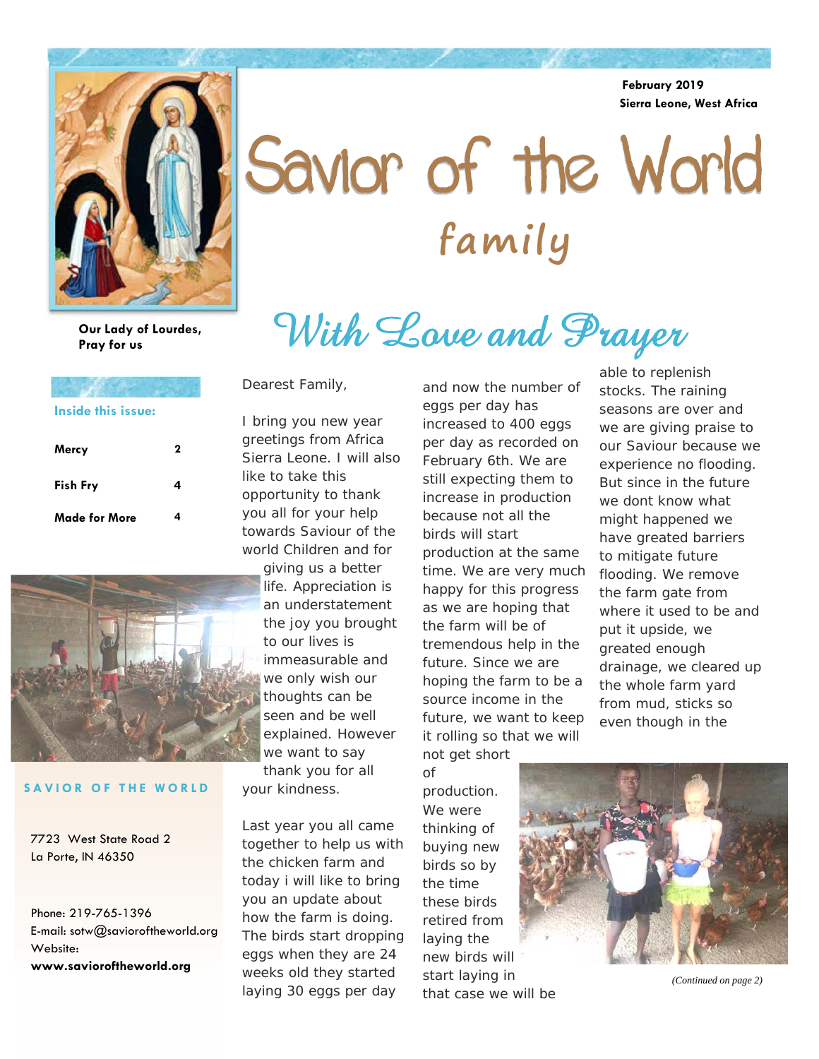February 2019
Sierra Leone, West Africa

# Savior of the World family

Our Lady of Lourdes, Pray for us

## With Love and Prayer

**Inside this issue:**

| | |
|---|---|
| Mercy | 2 |
| Fish Fry | 4 |
| Made for More | 4 |

**SAVIOR OF THE WORLD**

7723 West State Road 2
La Porte, IN 46350

Phone: 219-765-1396
E-mail: sotw@savioroftheworld.org
Website:
**www.savioroftheworld.org**

Dearest Family,

I bring you new year greetings from Africa Sierra Leone. I will also like to take this opportunity to thank you all for your help towards Saviour of the world Children and for giving us a better life. Appreciation is an understatement the joy you brought to our lives is immeasurable and we only wish our thoughts can be seen and be well explained. However we want to say thank you for all your kindness.

Last year you all came together to help us with the chicken farm and today i will like to bring you an update about how the farm is doing. The birds start dropping eggs when they are 24 weeks old they started laying 30 eggs per day and now the number of eggs per day has increased to 400 eggs per day as recorded on February 6th. We are still expecting them to increase in production because not all the birds will start production at the same time. We are very much happy for this progress as we are hoping that the farm will be of tremendous help in the future. Since we are hoping the farm to be a source income in the future, we want to keep it rolling so that we will not get short of production. We were thinking of buying new birds so by the time these birds retired from laying the new birds will start laying in that case we will be able to replenish stocks. The raining seasons are over and we are giving praise to our Saviour because we experience no flooding. But since in the future we dont know what might happened we have greated barriers to mitigate future flooding. We remove the farm gate from where it used to be and put it upside, we greated enough drainage, we cleared up the whole farm yard from mud, sticks so even though in the

*(Continued on page 2)*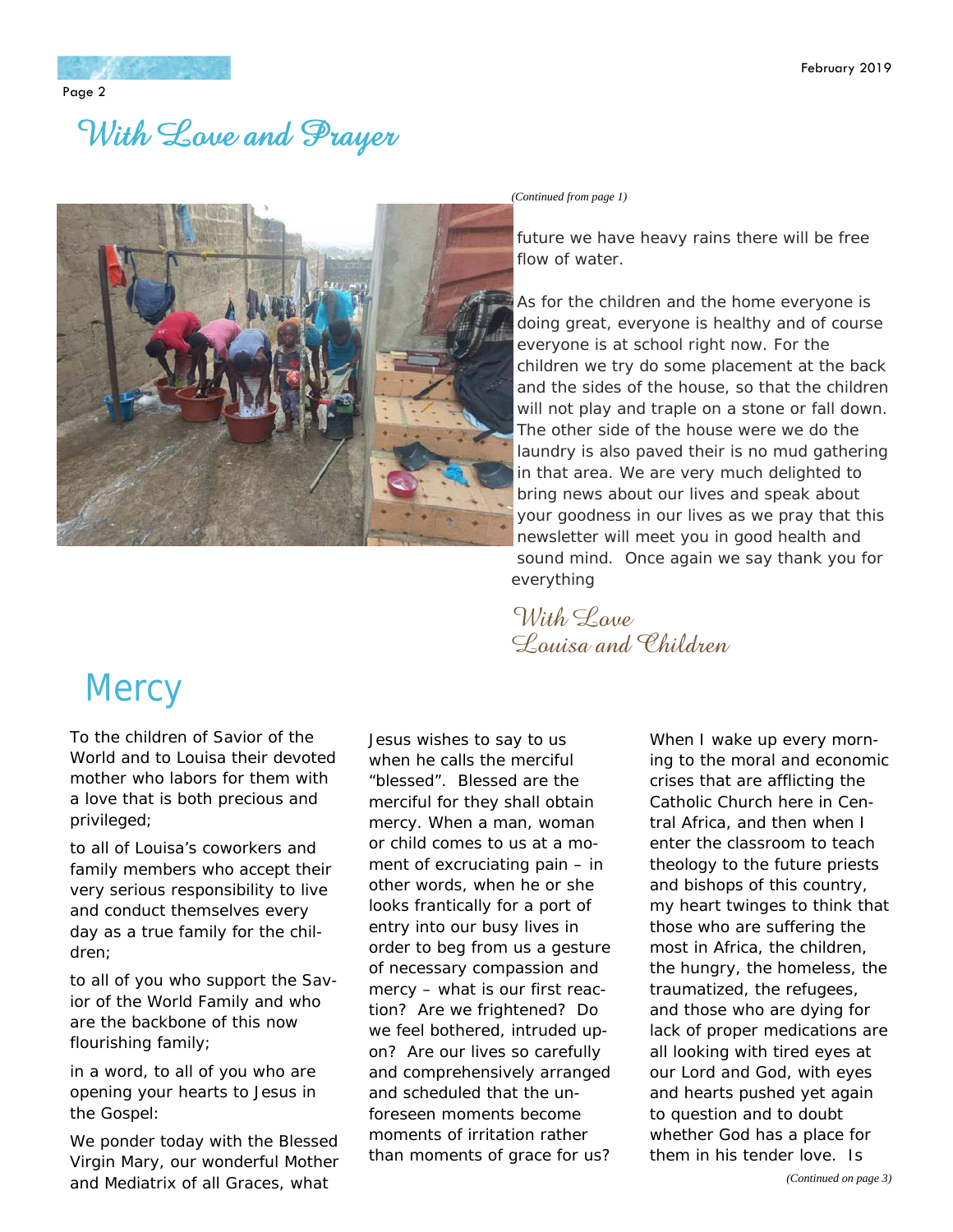# With Love and Prayer

*(Continued from page 1)*

future we have heavy rains there will be free flow of water.

As for the children and the home everyone is doing great, everyone is healthy and of course everyone is at school right now. For the children we try do some placement at the back and the sides of the house, so that the children will not play and traple on a stone or fall down. The other side of the house were we do the laundry is also paved their is no mud gathering in that area. We are very much delighted to bring news about our lives and speak about your goodness in our lives as we pray that this newsletter will meet you in good health and sound mind. Once again we say thank you for everything

*With Love*
*Louisa and Children*

# Mercy

To the children of Savior of the World and to Louisa their devoted mother who labors for them with a love that is both precious and privileged;

to all of Louisa's coworkers and family members who accept their very serious responsibility to live and conduct themselves every day as a true family for the children;

to all of you who support the Savior of the World Family and who are the backbone of this now flourishing family;

in a word, to all of you who are opening your hearts to Jesus in the Gospel:

We ponder today with the Blessed Virgin Mary, our wonderful Mother and Mediatrix of all Graces, what Jesus wishes to say to us when he calls the merciful "blessed". Blessed are the merciful for they shall obtain mercy. When a man, woman or child comes to us at a moment of excruciating pain – in other words, when he or she looks frantically for a port of entry into our busy lives in order to beg from us a gesture of necessary compassion and mercy – what is our first reaction? Are we frightened? Do we feel bothered, intruded upon? Are our lives so carefully and comprehensively arranged and scheduled that the unforeseen moments become moments of irritation rather than moments of grace for us?

When I wake up every morning to the moral and economic crises that are afflicting the Catholic Church here in Central Africa, and then when I enter the classroom to teach theology to the future priests and bishops of this country, my heart twinges to think that those who are suffering the most in Africa, the children, the hungry, the homeless, the traumatized, the refugees, and those who are dying for lack of proper medications are all looking with tired eyes at our Lord and God, with eyes and hearts pushed yet again to question and to doubt whether God has a place for them in his tender love. Is

*(Continued on page 3)*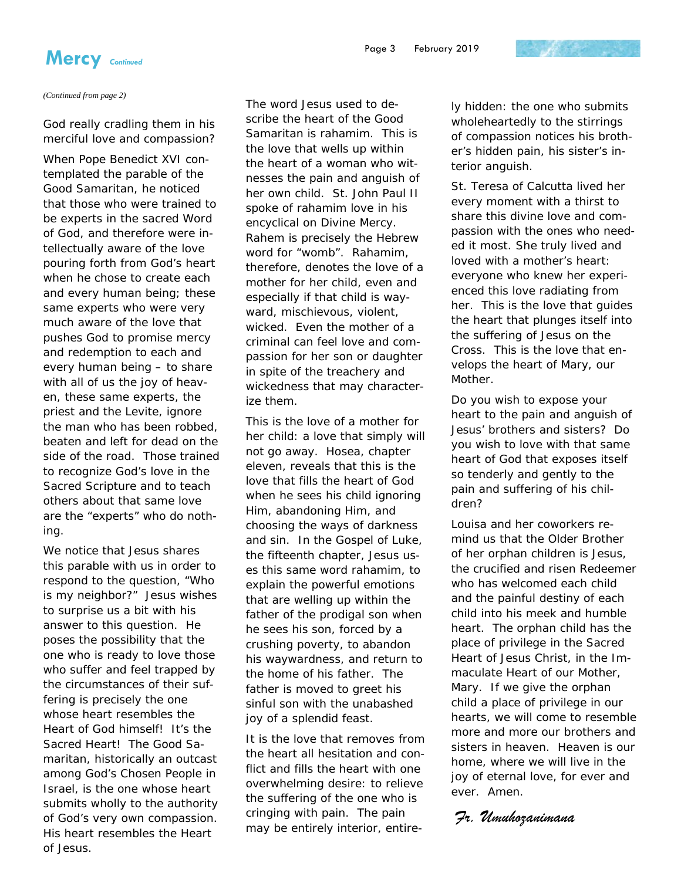## Mercy *Continued*

*(Continued from page 2)*

God really cradling them in his merciful love and compassion?

When Pope Benedict XVI contemplated the parable of the Good Samaritan, he noticed that those who were trained to be experts in the sacred Word of God, and therefore were intellectually aware of the love pouring forth from God's heart when he chose to create each and every human being; these same experts who were very much aware of the love that pushes God to promise mercy and redemption to each and every human being – to share with all of us the joy of heaven, these same experts, the priest and the Levite, ignore the man who has been robbed, beaten and left for dead on the side of the road. Those trained to recognize God's love in the Sacred Scripture and to teach others about that same love are the "experts" who do nothing.

We notice that Jesus shares this parable with us in order to respond to the question, "Who is my neighbor?" Jesus wishes to surprise us a bit with his answer to this question. He poses the possibility that the one who is ready to love those who suffer and feel trapped by the circumstances of their suffering is precisely the one whose heart resembles the Heart of God himself! It's the Sacred Heart! The Good Samaritan, historically an outcast among God's Chosen People in Israel, is the one whose heart submits wholly to the authority of God's very own compassion. His heart resembles the Heart of Jesus.

The word Jesus used to describe the heart of the Good Samaritan is rahamim. This is the love that wells up within the heart of a woman who witnesses the pain and anguish of her own child. St. John Paul II spoke of rahamim love in his encyclical on Divine Mercy. Rahem is precisely the Hebrew word for "womb". Rahamim, therefore, denotes the love of a mother for her child, even and especially if that child is wayward, mischievous, violent, wicked. Even the mother of a criminal can feel love and compassion for her son or daughter in spite of the treachery and wickedness that may characterize them.

This is the love of a mother for her child: a love that simply will not go away. Hosea, chapter eleven, reveals that this is the love that fills the heart of God when he sees his child ignoring Him, abandoning Him, and choosing the ways of darkness and sin. In the Gospel of Luke, the fifteenth chapter, Jesus uses this same word rahamim, to explain the powerful emotions that are welling up within the father of the prodigal son when he sees his son, forced by a crushing poverty, to abandon his waywardness, and return to the home of his father. The father is moved to greet his sinful son with the unabashed joy of a splendid feast.

It is the love that removes from the heart all hesitation and conflict and fills the heart with one overwhelming desire: to relieve the suffering of the one who is cringing with pain. The pain may be entirely interior, entirely hidden: the one who submits wholeheartedly to the stirrings of compassion notices his brother's hidden pain, his sister's interior anguish.

St. Teresa of Calcutta lived her every moment with a thirst to share this divine love and compassion with the ones who needed it most. She truly lived and loved with a mother's heart: everyone who knew her experienced this love radiating from her. This is the love that guides the heart that plunges itself into the suffering of Jesus on the Cross. This is the love that envelops the heart of Mary, our Mother.

Do you wish to expose your heart to the pain and anguish of Jesus' brothers and sisters? Do you wish to love with that same heart of God that exposes itself so tenderly and gently to the pain and suffering of his children?

Louisa and her coworkers remind us that the Older Brother of her orphan children is Jesus, the crucified and risen Redeemer who has welcomed each child and the painful destiny of each child into his meek and humble heart. The orphan child has the place of privilege in the Sacred Heart of Jesus Christ, in the Immaculate Heart of our Mother, Mary. If we give the orphan child a place of privilege in our hearts, we will come to resemble more and more our brothers and sisters in heaven. Heaven is our home, where we will live in the joy of eternal love, for ever and ever. Amen.

*Fr. Umuhozanimana*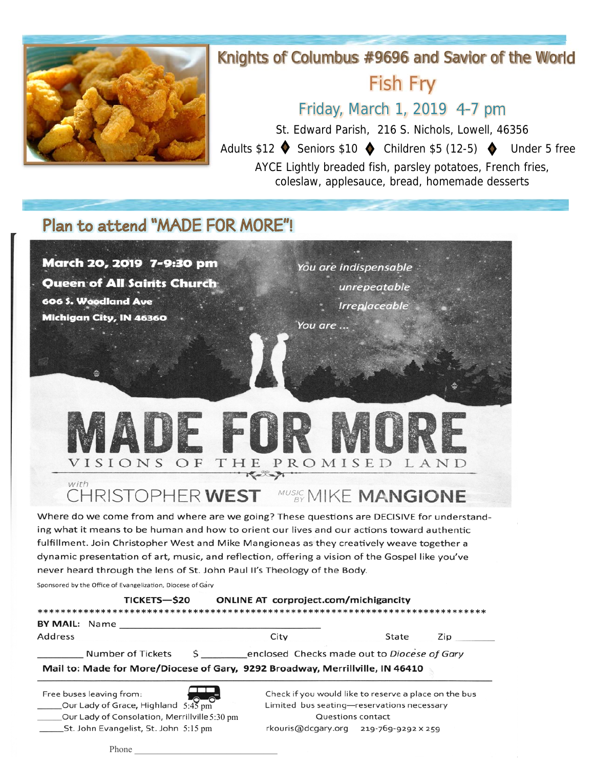## Knights of Columbus #9696 and Savior of the World

## Fish Fry

### Friday, March 1, 2019 4-7 pm

St. Edward Parish, 216 S. Nichols, Lowell, 46356

Adults $12 ♦ Seniors $10 ♦ Children $5 (12-5) ♦ Under 5 free

AYCE Lightly breaded fish, parsley potatoes, French fries, coleslaw, applesauce, bread, homemade desserts

## Plan to attend "MADE FOR MORE"!

**March 20, 2019 7-9:30 pm**

**Queen of All Saints Church**

**606 S. Woodland Ave**

**Michigan City, IN 46360**

*You are indispensable*

*unrepeatable*

*Irreplaceable*

*You are ...*

# MADE FOR MORE

VISIONS OF THE PROMISED LAND

*with* CHRISTOPHER **WEST** MUSIC BY MIKE **MANGIONE**

Where do we come from and where are we going? These questions are DECISIVE for understanding what it means to be human and how to orient our lives and our actions toward authentic fulfillment. Join Christopher West and Mike Mangioneas as they creatively weave together a dynamic presentation of art, music, and reflection, offering a vision of the Gospel like you've never heard through the lens of St. John Paul II's Theology of the Body.

Sponsored by the Office of Evangelization, Diocese of Gary

**TICKETS—$20 ONLINE AT corproject.com/michigancity**

*****************************************************************************

**BY MAIL:** Name ______________________________

Address City State Zip ________

________ Number of Tickets $ ________enclosed Checks made out to *Diocese of Gary*

**Mail to: Made for More/Diocese of Gary, 9292 Broadway, Merrillville, IN 46410**

Free buses leaving from:

_____Our Lady of Grace, Highland 5:45 pm

_____Our Lady of Consolation, Merrillville 5:30 pm

_____St. John Evangelist, St. John 5:15 pm

Check if you would like to reserve a place on the bus

Limited bus seating—reservations necessary

Questions contact

rkouris@dcgary.org 219-769-9292 x 259

Phone ______________________________